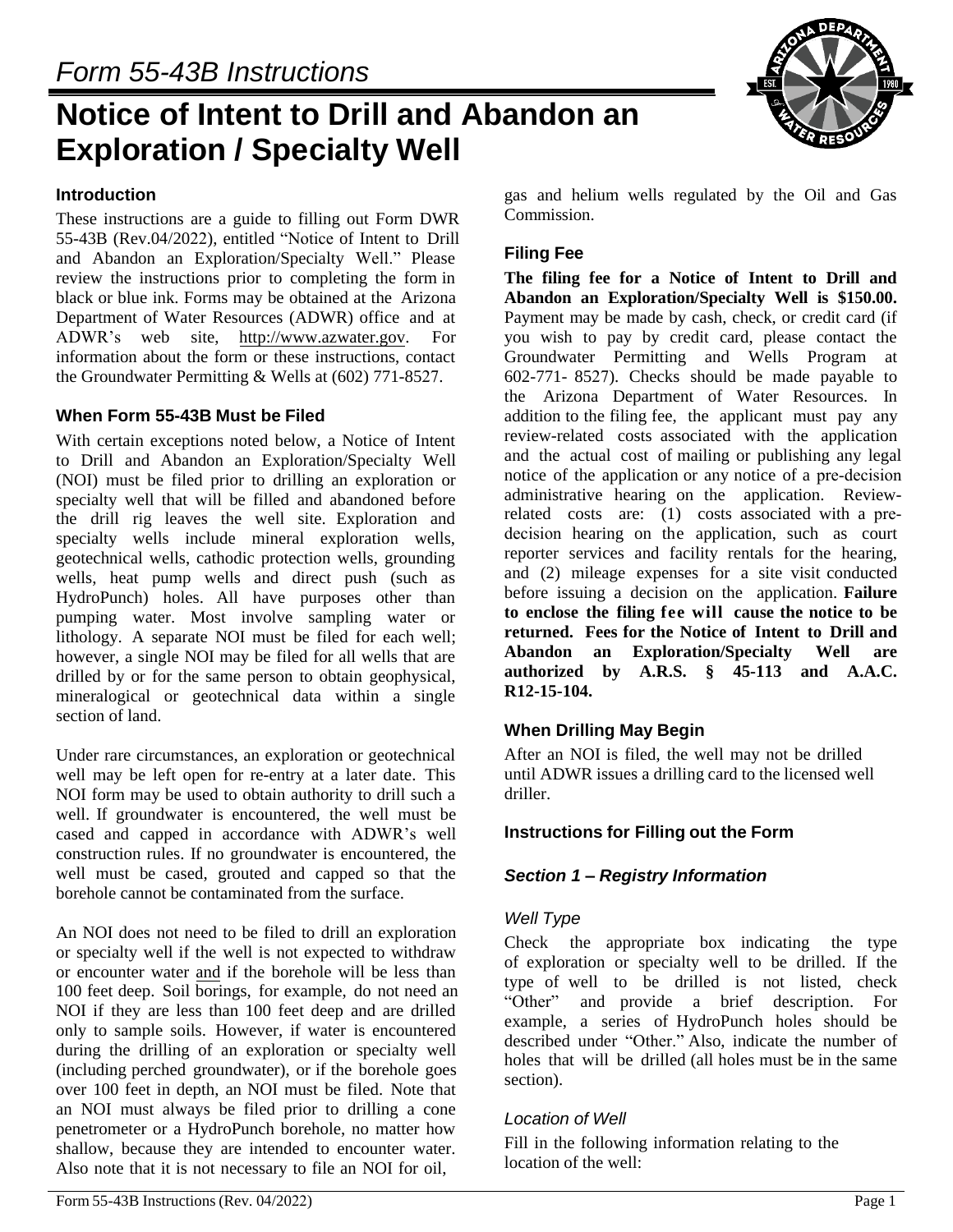*Form 55-43B Instructions*

# Notice of Intent to Drill and Abandon an Exploration / Specialty Well

### Introduction

These instructions are a guide to filling out Form DWR 55-43B (Rev.04/2022), entitled "Notice of Intent to Drill and Abandon an Exploration/Specialty Well." Please review the instructions prior to completing the form in black or blue ink. Forms may be obtained at the Arizona Department of Water Resources (ADWR) office and at ADWR's web site, http://www.azwater.gov. For information about the form or these instructions, contact the Groundwater Permitting & Wells at (602) 771-8527.

### When Form 55-43B Must be Filed

With certain exceptions noted below, a Notice of Intent to Drill and Abandon an Exploration/Specialty Well (NOI) must be filed prior to drilling an exploration or specialty well that will be filled and abandoned before the drill rig leaves the well site. Exploration and specialty wells include mineral exploration wells, geotechnical wells, cathodic protection wells, grounding wells, heat pump wells and direct push (such as HydroPunch) holes. All have purposes other than pumping water. Most involve sampling water or lithology. A separate NOI must be filed for each well; however, a single NOI may be filed for all wells that are drilled by or for the same person to obtain geophysical, mineralogical or geotechnical data within a single section of land.

Under rare circumstances, an exploration or geotechnical well may be left open for re-entry at a later date. This NOI form may be used to obtain authority to drill such a well. If groundwater is encountered, the well must be cased and capped in accordance with ADWR's well construction rules. If no groundwater is encountered, the well must be cased, grouted and capped so that the borehole cannot be contaminated from the surface.

An NOI does not need to be filed to drill an exploration or specialty well if the well is not expected to withdraw or encounter water and if the borehole will be less than 100 feet deep. Soil borings, for example, do not need an NOI if they are less than 100 feet deep and are drilled only to sample soils. However, if water is encountered during the drilling of an exploration or specialty well (including perched groundwater), or if the borehole goes over 100 feet in depth, an NOI must be filed. Note that an NOI must always be filed prior to drilling a cone penetrometer or a HydroPunch borehole, no matter how shallow, because they are intended to encounter water. Also note that it is not necessary to file an NOI for oil, gas and helium wells regulated by the Oil and Gas Commission.

### Filing Fee

**The filing fee for a Notice of Intent to Drill and Abandon an Exploration/Specialty Well is $150.00.** Payment may be made by cash, check, or credit card (if you wish to pay by credit card, please contact the Groundwater Permitting and Wells Program at 602-771- 8527). Checks should be made payable to the Arizona Department of Water Resources. In addition to the filing fee, the applicant must pay any review-related costs associated with the application and the actual cost of mailing or publishing any legal notice of the application or any notice of a pre-decision administrative hearing on the application. Review-related costs are: (1) costs associated with a pre-decision hearing on the application, such as court reporter services and facility rentals for the hearing, and (2) mileage expenses for a site visit conducted before issuing a decision on the application. **Failure to enclose the filing fee will cause the notice to be returned. Fees for the Notice of Intent to Drill and Abandon an Exploration/Specialty Well are authorized by A.R.S. § 45-113 and A.A.C. R12-15-104.**

### When Drilling May Begin

After an NOI is filed, the well may not be drilled until ADWR issues a drilling card to the licensed well driller.

### Instructions for Filling out the Form

#### *Section 1 – Registry Information*

##### *Well Type*

Check the appropriate box indicating the type of exploration or specialty well to be drilled. If the type of well to be drilled is not listed, check "Other" and provide a brief description. For example, a series of HydroPunch holes should be described under "Other." Also, indicate the number of holes that will be drilled (all holes must be in the same section).

##### *Location of Well*

Fill in the following information relating to the location of the well: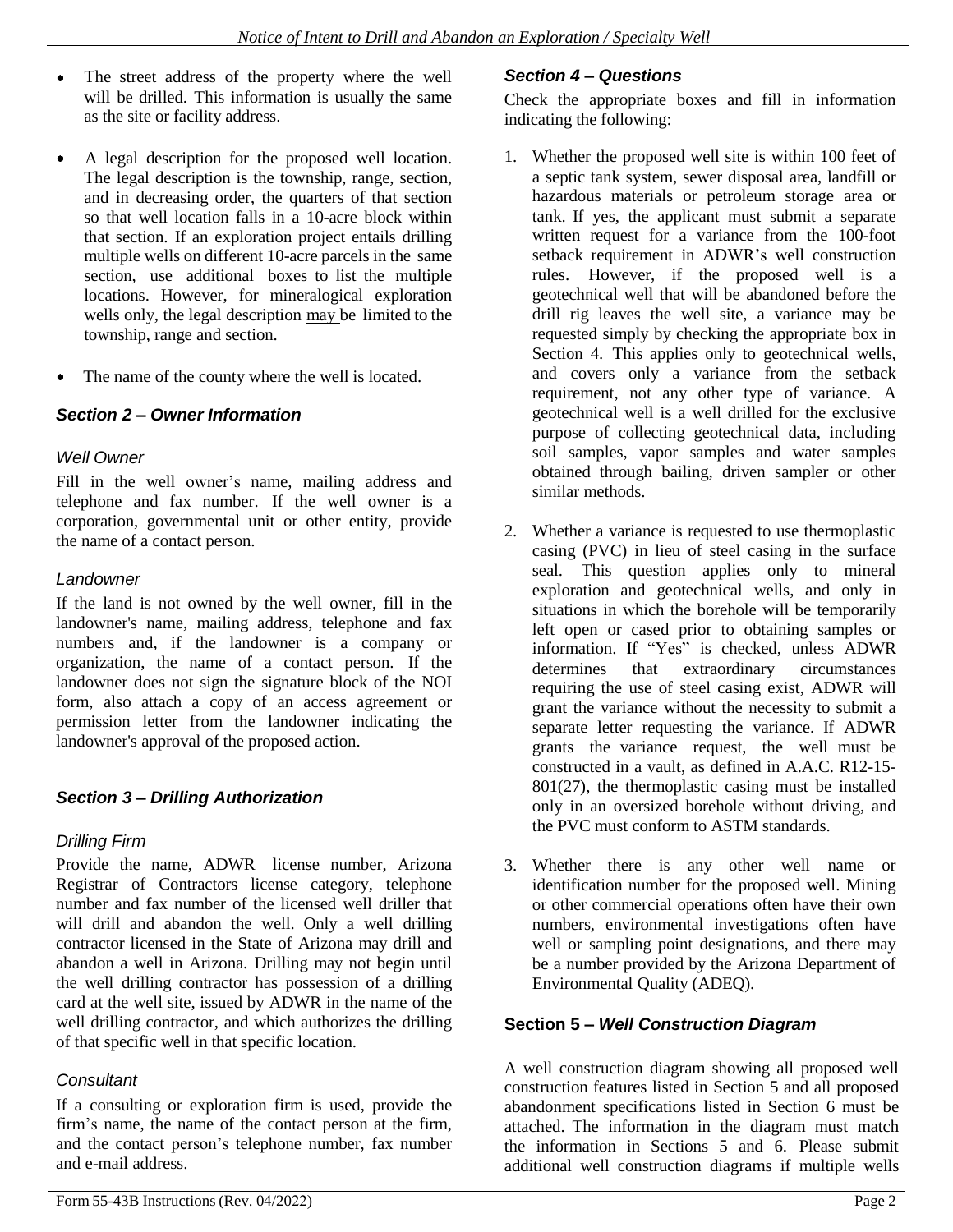- The street address of the property where the well will be drilled. This information is usually the same as the site or facility address.
- A legal description for the proposed well location. The legal description is the township, range, section, and in decreasing order, the quarters of that section so that well location falls in a 10-acre block within that section. If an exploration project entails drilling multiple wells on different 10-acre parcels in the same section, use additional boxes to list the multiple locations. However, for mineralogical exploration wells only, the legal description may be limited to the township, range and section.
- The name of the county where the well is located.

## *Section 2 – Owner Information*

### *Well Owner*

Fill in the well owner's name, mailing address and telephone and fax number. If the well owner is a corporation, governmental unit or other entity, provide the name of a contact person.

### *Landowner*

If the land is not owned by the well owner, fill in the landowner's name, mailing address, telephone and fax numbers and, if the landowner is a company or organization, the name of a contact person. If the landowner does not sign the signature block of the NOI form, also attach a copy of an access agreement or permission letter from the landowner indicating the landowner's approval of the proposed action.

## *Section 3 – Drilling Authorization*

### *Drilling Firm*

Provide the name, ADWR license number, Arizona Registrar of Contractors license category, telephone number and fax number of the licensed well driller that will drill and abandon the well. Only a well drilling contractor licensed in the State of Arizona may drill and abandon a well in Arizona. Drilling may not begin until the well drilling contractor has possession of a drilling card at the well site, issued by ADWR in the name of the well drilling contractor, and which authorizes the drilling of that specific well in that specific location.

### *Consultant*

If a consulting or exploration firm is used, provide the firm's name, the name of the contact person at the firm, and the contact person's telephone number, fax number and e-mail address.

## *Section 4 – Questions*

Check the appropriate boxes and fill in information indicating the following:

1. Whether the proposed well site is within 100 feet of a septic tank system, sewer disposal area, landfill or hazardous materials or petroleum storage area or tank. If yes, the applicant must submit a separate written request for a variance from the 100-foot setback requirement in ADWR's well construction rules. However, if the proposed well is a geotechnical well that will be abandoned before the drill rig leaves the well site, a variance may be requested simply by checking the appropriate box in Section 4. This applies only to geotechnical wells, and covers only a variance from the setback requirement, not any other type of variance. A geotechnical well is a well drilled for the exclusive purpose of collecting geotechnical data, including soil samples, vapor samples and water samples obtained through bailing, driven sampler or other similar methods.
2. Whether a variance is requested to use thermoplastic casing (PVC) in lieu of steel casing in the surface seal. This question applies only to mineral exploration and geotechnical wells, and only in situations in which the borehole will be temporarily left open or cased prior to obtaining samples or information. If "Yes" is checked, unless ADWR determines that extraordinary circumstances requiring the use of steel casing exist, ADWR will grant the variance without the necessity to submit a separate letter requesting the variance. If ADWR grants the variance request, the well must be constructed in a vault, as defined in A.A.C. R12-15-801(27), the thermoplastic casing must be installed only in an oversized borehole without driving, and the PVC must conform to ASTM standards.
3. Whether there is any other well name or identification number for the proposed well. Mining or other commercial operations often have their own numbers, environmental investigations often have well or sampling point designations, and there may be a number provided by the Arizona Department of Environmental Quality (ADEQ).

## Section 5 – *Well Construction Diagram*

A well construction diagram showing all proposed well construction features listed in Section 5 and all proposed abandonment specifications listed in Section 6 must be attached. The information in the diagram must match the information in Sections 5 and 6. Please submit additional well construction diagrams if multiple wells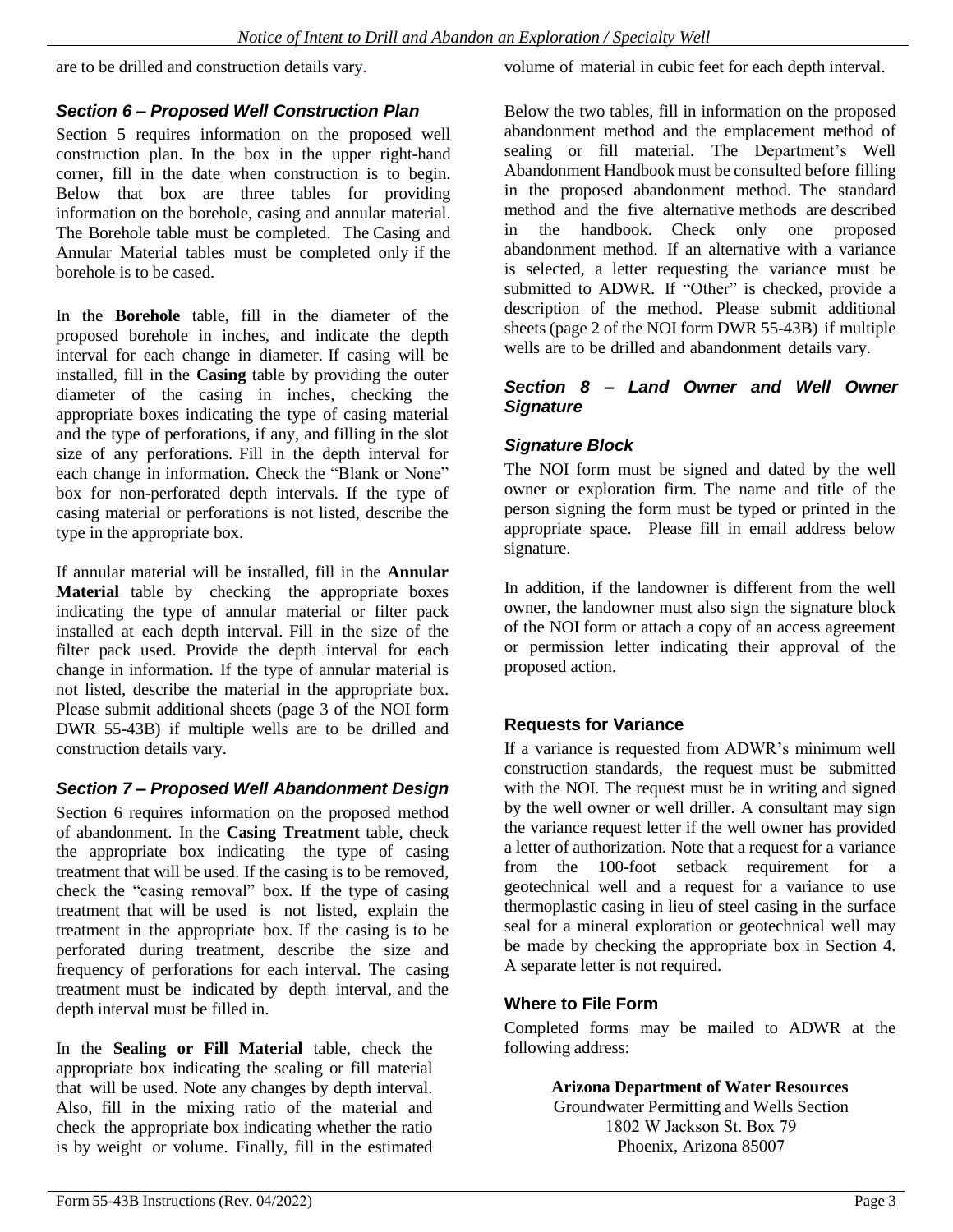are to be drilled and construction details vary.

### *Section 6 – Proposed Well Construction Plan*

Section 5 requires information on the proposed well construction plan. In the box in the upper right-hand corner, fill in the date when construction is to begin. Below that box are three tables for providing information on the borehole, casing and annular material. The Borehole table must be completed. The Casing and Annular Material tables must be completed only if the borehole is to be cased.

In the **Borehole** table, fill in the diameter of the proposed borehole in inches, and indicate the depth interval for each change in diameter. If casing will be installed, fill in the **Casing** table by providing the outer diameter of the casing in inches, checking the appropriate boxes indicating the type of casing material and the type of perforations, if any, and filling in the slot size of any perforations. Fill in the depth interval for each change in information. Check the "Blank or None" box for non-perforated depth intervals. If the type of casing material or perforations is not listed, describe the type in the appropriate box.

If annular material will be installed, fill in the **Annular Material** table by checking the appropriate boxes indicating the type of annular material or filter pack installed at each depth interval. Fill in the size of the filter pack used. Provide the depth interval for each change in information. If the type of annular material is not listed, describe the material in the appropriate box. Please submit additional sheets (page 3 of the NOI form DWR 55-43B) if multiple wells are to be drilled and construction details vary.

### *Section 7 – Proposed Well Abandonment Design*

Section 6 requires information on the proposed method of abandonment. In the **Casing Treatment** table, check the appropriate box indicating the type of casing treatment that will be used. If the casing is to be removed, check the "casing removal" box. If the type of casing treatment that will be used is not listed, explain the treatment in the appropriate box. If the casing is to be perforated during treatment, describe the size and frequency of perforations for each interval. The casing treatment must be indicated by depth interval, and the depth interval must be filled in.

In the **Sealing or Fill Material** table, check the appropriate box indicating the sealing or fill material that will be used. Note any changes by depth interval. Also, fill in the mixing ratio of the material and check the appropriate box indicating whether the ratio is by weight or volume. Finally, fill in the estimated volume of material in cubic feet for each depth interval.

Below the two tables, fill in information on the proposed abandonment method and the emplacement method of sealing or fill material. The Department's Well Abandonment Handbook must be consulted before filling in the proposed abandonment method. The standard method and the five alternative methods are described in the handbook. Check only one proposed abandonment method. If an alternative with a variance is selected, a letter requesting the variance must be submitted to ADWR. If "Other" is checked, provide a description of the method. Please submit additional sheets (page 2 of the NOI form DWR 55-43B) if multiple wells are to be drilled and abandonment details vary.

### *Section 8 – Land Owner and Well Owner Signature*

### *Signature Block*

The NOI form must be signed and dated by the well owner or exploration firm. The name and title of the person signing the form must be typed or printed in the appropriate space. Please fill in email address below signature.

In addition, if the landowner is different from the well owner, the landowner must also sign the signature block of the NOI form or attach a copy of an access agreement or permission letter indicating their approval of the proposed action.

### Requests for Variance

If a variance is requested from ADWR's minimum well construction standards, the request must be submitted with the NOI. The request must be in writing and signed by the well owner or well driller. A consultant may sign the variance request letter if the well owner has provided a letter of authorization. Note that a request for a variance from the 100-foot setback requirement for a geotechnical well and a request for a variance to use thermoplastic casing in lieu of steel casing in the surface seal for a mineral exploration or geotechnical well may be made by checking the appropriate box in Section 4. A separate letter is not required.

### Where to File Form

Completed forms may be mailed to ADWR at the following address:

**Arizona Department of Water Resources**
Groundwater Permitting and Wells Section
1802 W Jackson St. Box 79
Phoenix, Arizona 85007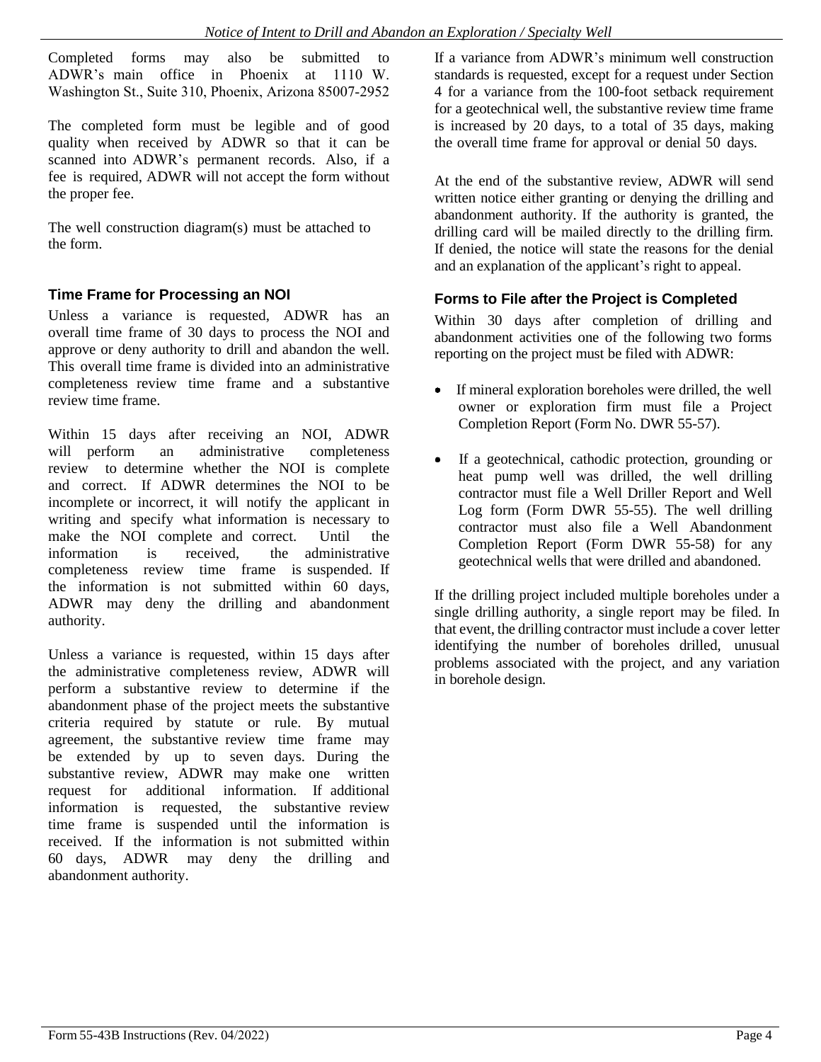Completed forms may also be submitted to ADWR's main office in Phoenix at 1110 W. Washington St., Suite 310, Phoenix, Arizona 85007-2952

The completed form must be legible and of good quality when received by ADWR so that it can be scanned into ADWR's permanent records. Also, if a fee is required, ADWR will not accept the form without the proper fee.

The well construction diagram(s) must be attached to the form.

### Time Frame for Processing an NOI

Unless a variance is requested, ADWR has an overall time frame of 30 days to process the NOI and approve or deny authority to drill and abandon the well. This overall time frame is divided into an administrative completeness review time frame and a substantive review time frame.

Within 15 days after receiving an NOI, ADWR will perform an administrative completeness review to determine whether the NOI is complete and correct. If ADWR determines the NOI to be incomplete or incorrect, it will notify the applicant in writing and specify what information is necessary to make the NOI complete and correct. Until the information is received, the administrative completeness review time frame is suspended. If the information is not submitted within 60 days, ADWR may deny the drilling and abandonment authority.

Unless a variance is requested, within 15 days after the administrative completeness review, ADWR will perform a substantive review to determine if the abandonment phase of the project meets the substantive criteria required by statute or rule. By mutual agreement, the substantive review time frame may be extended by up to seven days. During the substantive review, ADWR may make one written request for additional information. If additional information is requested, the substantive review time frame is suspended until the information is received. If the information is not submitted within 60 days, ADWR may deny the drilling and abandonment authority.

If a variance from ADWR's minimum well construction standards is requested, except for a request under Section 4 for a variance from the 100-foot setback requirement for a geotechnical well, the substantive review time frame is increased by 20 days, to a total of 35 days, making the overall time frame for approval or denial 50 days.

At the end of the substantive review, ADWR will send written notice either granting or denying the drilling and abandonment authority. If the authority is granted, the drilling card will be mailed directly to the drilling firm. If denied, the notice will state the reasons for the denial and an explanation of the applicant's right to appeal.

### Forms to File after the Project is Completed

Within 30 days after completion of drilling and abandonment activities one of the following two forms reporting on the project must be filed with ADWR:

- If mineral exploration boreholes were drilled, the well owner or exploration firm must file a Project Completion Report (Form No. DWR 55-57).
- If a geotechnical, cathodic protection, grounding or heat pump well was drilled, the well drilling contractor must file a Well Driller Report and Well Log form (Form DWR 55-55). The well drilling contractor must also file a Well Abandonment Completion Report (Form DWR 55-58) for any geotechnical wells that were drilled and abandoned.

If the drilling project included multiple boreholes under a single drilling authority, a single report may be filed. In that event, the drilling contractor must include a cover letter identifying the number of boreholes drilled, unusual problems associated with the project, and any variation in borehole design.